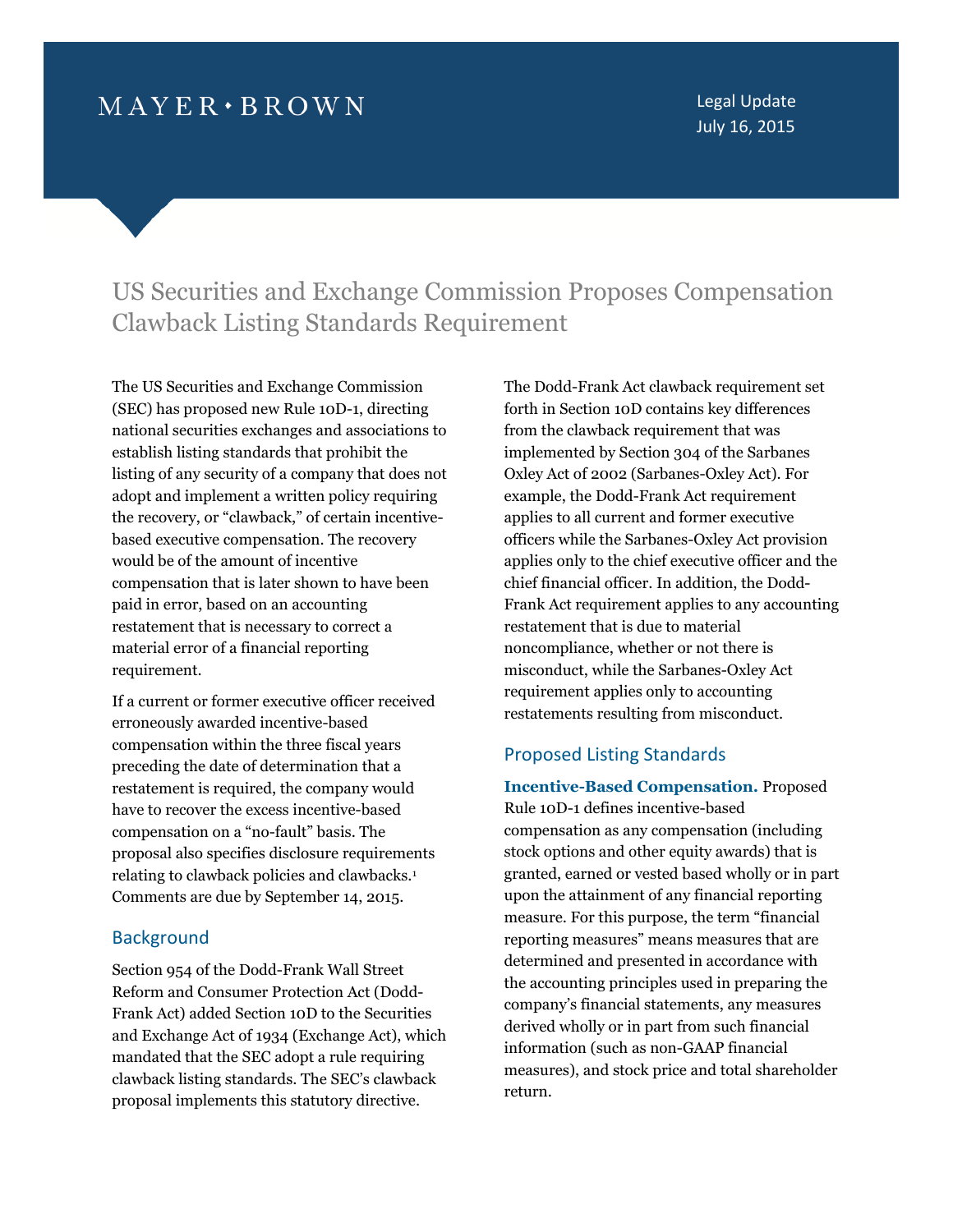MAYER • BROWN

Legal Update
July 16, 2015

# US Securities and Exchange Commission Proposes Compensation Clawback Listing Standards Requirement

The US Securities and Exchange Commission (SEC) has proposed new Rule 10D-1, directing national securities exchanges and associations to establish listing standards that prohibit the listing of any security of a company that does not adopt and implement a written policy requiring the recovery, or "clawback," of certain incentive-based executive compensation. The recovery would be of the amount of incentive compensation that is later shown to have been paid in error, based on an accounting restatement that is necessary to correct a material error of a financial reporting requirement.

If a current or former executive officer received erroneously awarded incentive-based compensation within the three fiscal years preceding the date of determination that a restatement is required, the company would have to recover the excess incentive-based compensation on a "no-fault" basis. The proposal also specifies disclosure requirements relating to clawback policies and clawbacks.[1] Comments are due by September 14, 2015.

## Background

Section 954 of the Dodd-Frank Wall Street Reform and Consumer Protection Act (Dodd-Frank Act) added Section 10D to the Securities and Exchange Act of 1934 (Exchange Act), which mandated that the SEC adopt a rule requiring clawback listing standards. The SEC's clawback proposal implements this statutory directive.

The Dodd-Frank Act clawback requirement set forth in Section 10D contains key differences from the clawback requirement that was implemented by Section 304 of the Sarbanes Oxley Act of 2002 (Sarbanes-Oxley Act). For example, the Dodd-Frank Act requirement applies to all current and former executive officers while the Sarbanes-Oxley Act provision applies only to the chief executive officer and the chief financial officer. In addition, the Dodd-Frank Act requirement applies to any accounting restatement that is due to material noncompliance, whether or not there is misconduct, while the Sarbanes-Oxley Act requirement applies only to accounting restatements resulting from misconduct.

## Proposed Listing Standards

**Incentive-Based Compensation.** Proposed Rule 10D-1 defines incentive-based compensation as any compensation (including stock options and other equity awards) that is granted, earned or vested based wholly or in part upon the attainment of any financial reporting measure. For this purpose, the term "financial reporting measures" means measures that are determined and presented in accordance with the accounting principles used in preparing the company's financial statements, any measures derived wholly or in part from such financial information (such as non-GAAP financial measures), and stock price and total shareholder return.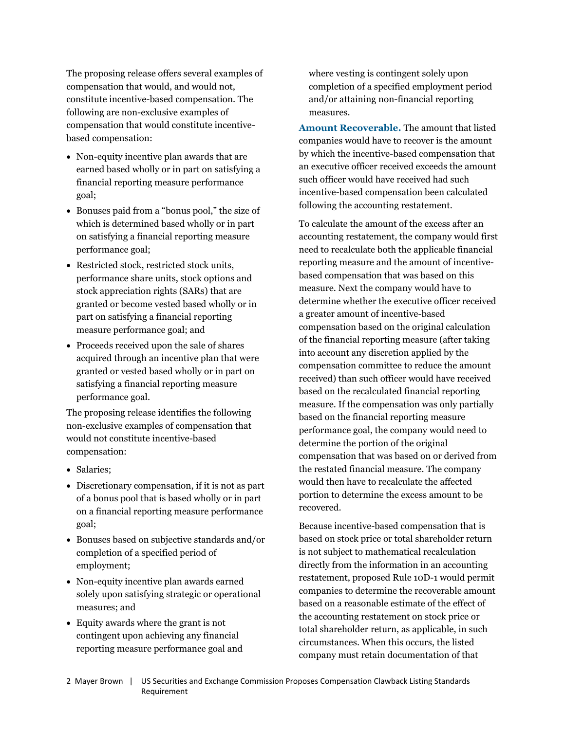The proposing release offers several examples of compensation that would, and would not, constitute incentive-based compensation. The following are non-exclusive examples of compensation that would constitute incentive-based compensation:

- Non-equity incentive plan awards that are earned based wholly or in part on satisfying a financial reporting measure performance goal;
- Bonuses paid from a "bonus pool," the size of which is determined based wholly or in part on satisfying a financial reporting measure performance goal;
- Restricted stock, restricted stock units, performance share units, stock options and stock appreciation rights (SARs) that are granted or become vested based wholly or in part on satisfying a financial reporting measure performance goal; and
- Proceeds received upon the sale of shares acquired through an incentive plan that were granted or vested based wholly or in part on satisfying a financial reporting measure performance goal.

The proposing release identifies the following non-exclusive examples of compensation that would not constitute incentive-based compensation:

- Salaries;
- Discretionary compensation, if it is not as part of a bonus pool that is based wholly or in part on a financial reporting measure performance goal;
- Bonuses based on subjective standards and/or completion of a specified period of employment;
- Non-equity incentive plan awards earned solely upon satisfying strategic or operational measures; and
- Equity awards where the grant is not contingent upon achieving any financial reporting measure performance goal and where vesting is contingent solely upon completion of a specified employment period and/or attaining non-financial reporting measures.

**Amount Recoverable.** The amount that listed companies would have to recover is the amount by which the incentive-based compensation that an executive officer received exceeds the amount such officer would have received had such incentive-based compensation been calculated following the accounting restatement.

To calculate the amount of the excess after an accounting restatement, the company would first need to recalculate both the applicable financial reporting measure and the amount of incentive-based compensation that was based on this measure. Next the company would have to determine whether the executive officer received a greater amount of incentive-based compensation based on the original calculation of the financial reporting measure (after taking into account any discretion applied by the compensation committee to reduce the amount received) than such officer would have received based on the recalculated financial reporting measure. If the compensation was only partially based on the financial reporting measure performance goal, the company would need to determine the portion of the original compensation that was based on or derived from the restated financial measure. The company would then have to recalculate the affected portion to determine the excess amount to be recovered.

Because incentive-based compensation that is based on stock price or total shareholder return is not subject to mathematical recalculation directly from the information in an accounting restatement, proposed Rule 10D-1 would permit companies to determine the recoverable amount based on a reasonable estimate of the effect of the accounting restatement on stock price or total shareholder return, as applicable, in such circumstances. When this occurs, the listed company must retain documentation of that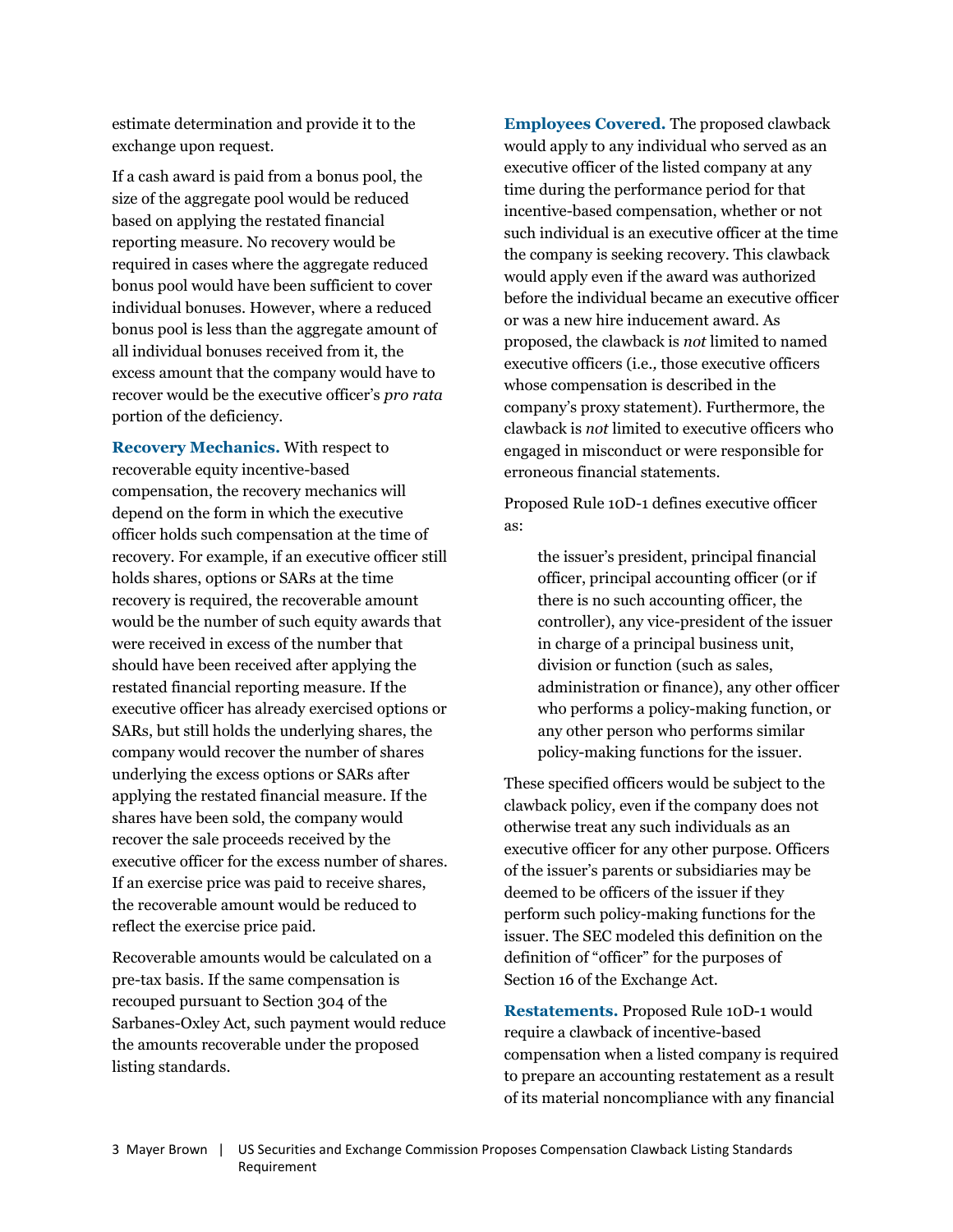estimate determination and provide it to the exchange upon request.

If a cash award is paid from a bonus pool, the size of the aggregate pool would be reduced based on applying the restated financial reporting measure. No recovery would be required in cases where the aggregate reduced bonus pool would have been sufficient to cover individual bonuses. However, where a reduced bonus pool is less than the aggregate amount of all individual bonuses received from it, the excess amount that the company would have to recover would be the executive officer's *pro rata* portion of the deficiency.

**Recovery Mechanics.** With respect to recoverable equity incentive-based compensation, the recovery mechanics will depend on the form in which the executive officer holds such compensation at the time of recovery. For example, if an executive officer still holds shares, options or SARs at the time recovery is required, the recoverable amount would be the number of such equity awards that were received in excess of the number that should have been received after applying the restated financial reporting measure. If the executive officer has already exercised options or SARs, but still holds the underlying shares, the company would recover the number of shares underlying the excess options or SARs after applying the restated financial measure. If the shares have been sold, the company would recover the sale proceeds received by the executive officer for the excess number of shares. If an exercise price was paid to receive shares, the recoverable amount would be reduced to reflect the exercise price paid.

Recoverable amounts would be calculated on a pre-tax basis. If the same compensation is recouped pursuant to Section 304 of the Sarbanes-Oxley Act, such payment would reduce the amounts recoverable under the proposed listing standards.

**Employees Covered.** The proposed clawback would apply to any individual who served as an executive officer of the listed company at any time during the performance period for that incentive-based compensation, whether or not such individual is an executive officer at the time the company is seeking recovery. This clawback would apply even if the award was authorized before the individual became an executive officer or was a new hire inducement award. As proposed, the clawback is *not* limited to named executive officers (i.e., those executive officers whose compensation is described in the company's proxy statement). Furthermore, the clawback is *not* limited to executive officers who engaged in misconduct or were responsible for erroneous financial statements.

Proposed Rule 10D-1 defines executive officer as:

> the issuer's president, principal financial officer, principal accounting officer (or if there is no such accounting officer, the controller), any vice-president of the issuer in charge of a principal business unit, division or function (such as sales, administration or finance), any other officer who performs a policy-making function, or any other person who performs similar policy-making functions for the issuer.

These specified officers would be subject to the clawback policy, even if the company does not otherwise treat any such individuals as an executive officer for any other purpose. Officers of the issuer's parents or subsidiaries may be deemed to be officers of the issuer if they perform such policy-making functions for the issuer. The SEC modeled this definition on the definition of "officer" for the purposes of Section 16 of the Exchange Act.

**Restatements.** Proposed Rule 10D-1 would require a clawback of incentive-based compensation when a listed company is required to prepare an accounting restatement as a result of its material noncompliance with any financial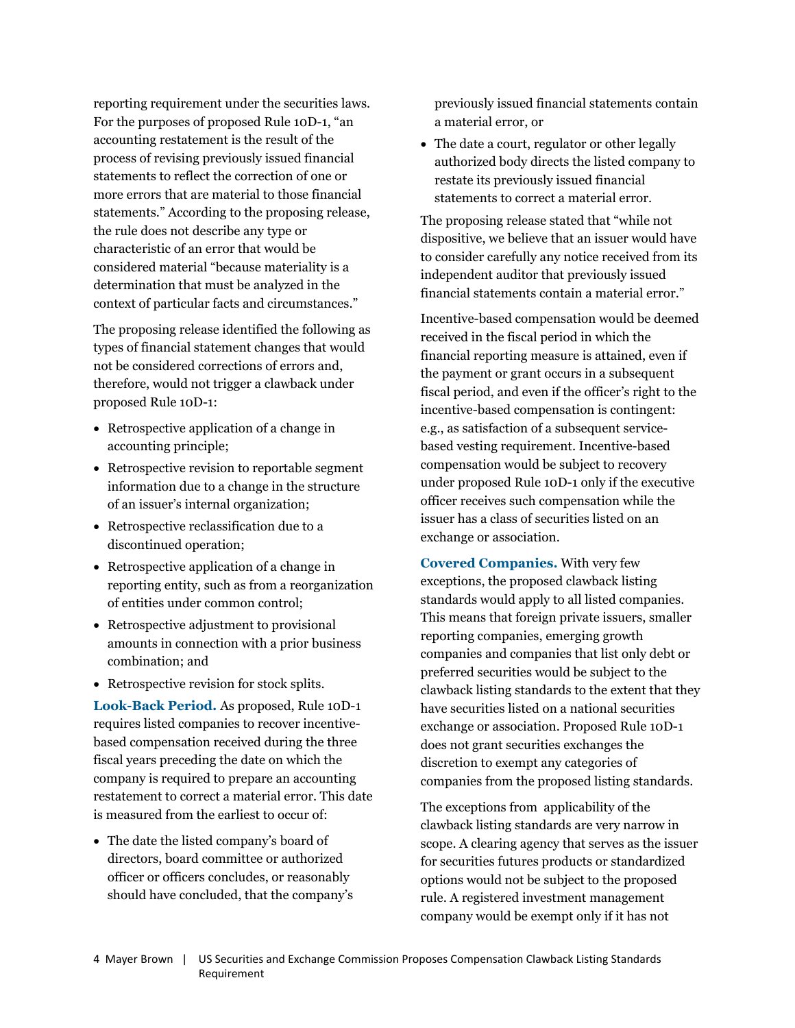reporting requirement under the securities laws. For the purposes of proposed Rule 10D-1, "an accounting restatement is the result of the process of revising previously issued financial statements to reflect the correction of one or more errors that are material to those financial statements." According to the proposing release, the rule does not describe any type or characteristic of an error that would be considered material "because materiality is a determination that must be analyzed in the context of particular facts and circumstances."

The proposing release identified the following as types of financial statement changes that would not be considered corrections of errors and, therefore, would not trigger a clawback under proposed Rule 10D-1:

- Retrospective application of a change in accounting principle;
- Retrospective revision to reportable segment information due to a change in the structure of an issuer's internal organization;
- Retrospective reclassification due to a discontinued operation;
- Retrospective application of a change in reporting entity, such as from a reorganization of entities under common control;
- Retrospective adjustment to provisional amounts in connection with a prior business combination; and
- Retrospective revision for stock splits.

**Look-Back Period.** As proposed, Rule 10D-1 requires listed companies to recover incentive-based compensation received during the three fiscal years preceding the date on which the company is required to prepare an accounting restatement to correct a material error. This date is measured from the earliest to occur of:

- The date the listed company's board of directors, board committee or authorized officer or officers concludes, or reasonably should have concluded, that the company's previously issued financial statements contain a material error, or
- The date a court, regulator or other legally authorized body directs the listed company to restate its previously issued financial statements to correct a material error.

The proposing release stated that "while not dispositive, we believe that an issuer would have to consider carefully any notice received from its independent auditor that previously issued financial statements contain a material error."

Incentive-based compensation would be deemed received in the fiscal period in which the financial reporting measure is attained, even if the payment or grant occurs in a subsequent fiscal period, and even if the officer's right to the incentive-based compensation is contingent: e.g., as satisfaction of a subsequent service-based vesting requirement. Incentive-based compensation would be subject to recovery under proposed Rule 10D-1 only if the executive officer receives such compensation while the issuer has a class of securities listed on an exchange or association.

**Covered Companies.** With very few exceptions, the proposed clawback listing standards would apply to all listed companies. This means that foreign private issuers, smaller reporting companies, emerging growth companies and companies that list only debt or preferred securities would be subject to the clawback listing standards to the extent that they have securities listed on a national securities exchange or association. Proposed Rule 10D-1 does not grant securities exchanges the discretion to exempt any categories of companies from the proposed listing standards.

The exceptions from applicability of the clawback listing standards are very narrow in scope. A clearing agency that serves as the issuer for securities futures products or standardized options would not be subject to the proposed rule. A registered investment management company would be exempt only if it has not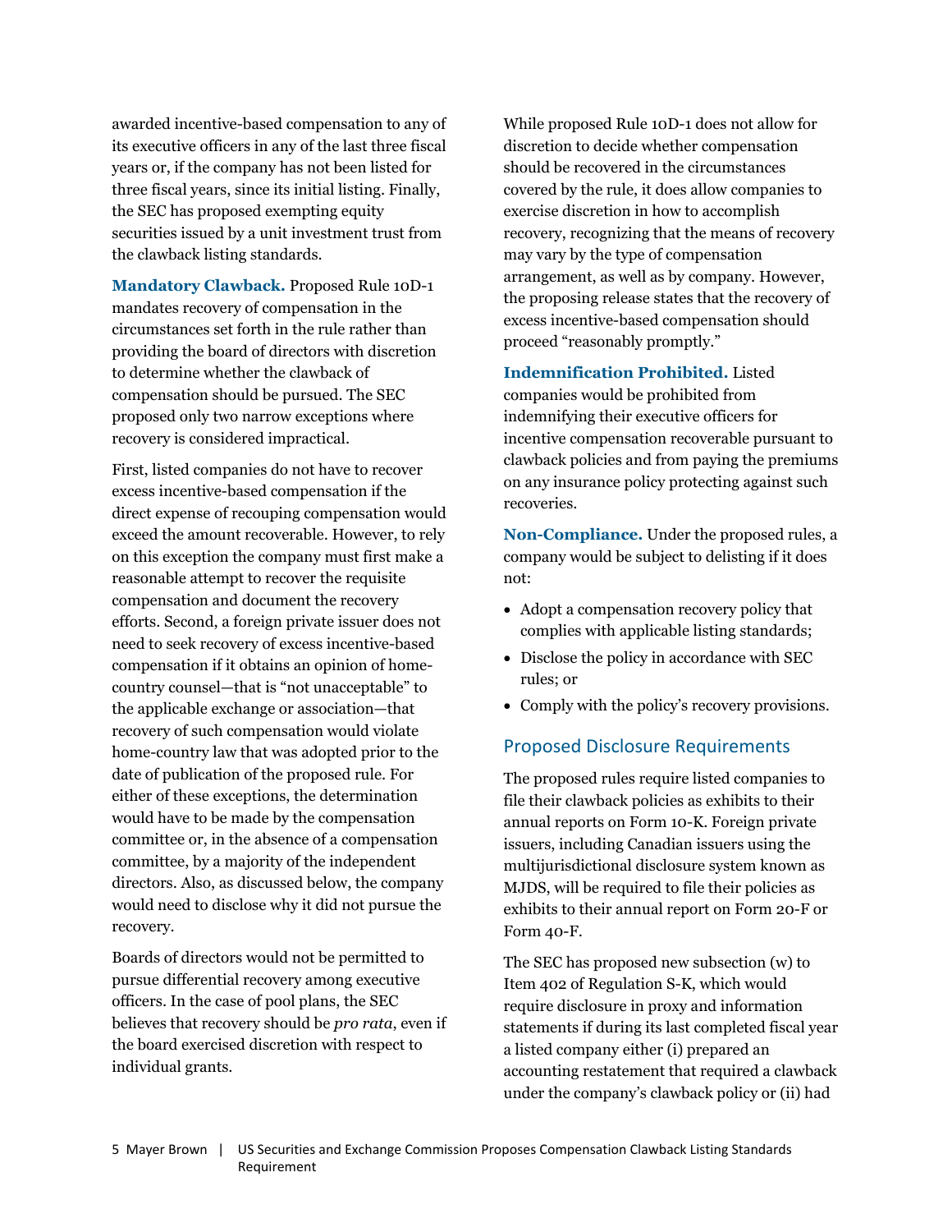awarded incentive-based compensation to any of its executive officers in any of the last three fiscal years or, if the company has not been listed for three fiscal years, since its initial listing. Finally, the SEC has proposed exempting equity securities issued by a unit investment trust from the clawback listing standards.

**Mandatory Clawback.** Proposed Rule 10D-1 mandates recovery of compensation in the circumstances set forth in the rule rather than providing the board of directors with discretion to determine whether the clawback of compensation should be pursued. The SEC proposed only two narrow exceptions where recovery is considered impractical.

First, listed companies do not have to recover excess incentive-based compensation if the direct expense of recouping compensation would exceed the amount recoverable. However, to rely on this exception the company must first make a reasonable attempt to recover the requisite compensation and document the recovery efforts. Second, a foreign private issuer does not need to seek recovery of excess incentive-based compensation if it obtains an opinion of home-country counsel—that is "not unacceptable" to the applicable exchange or association—that recovery of such compensation would violate home-country law that was adopted prior to the date of publication of the proposed rule. For either of these exceptions, the determination would have to be made by the compensation committee or, in the absence of a compensation committee, by a majority of the independent directors. Also, as discussed below, the company would need to disclose why it did not pursue the recovery.

Boards of directors would not be permitted to pursue differential recovery among executive officers. In the case of pool plans, the SEC believes that recovery should be *pro rata*, even if the board exercised discretion with respect to individual grants.

While proposed Rule 10D-1 does not allow for discretion to decide whether compensation should be recovered in the circumstances covered by the rule, it does allow companies to exercise discretion in how to accomplish recovery, recognizing that the means of recovery may vary by the type of compensation arrangement, as well as by company. However, the proposing release states that the recovery of excess incentive-based compensation should proceed "reasonably promptly."

**Indemnification Prohibited.** Listed companies would be prohibited from indemnifying their executive officers for incentive compensation recoverable pursuant to clawback policies and from paying the premiums on any insurance policy protecting against such recoveries.

**Non-Compliance.** Under the proposed rules, a company would be subject to delisting if it does not:

- Adopt a compensation recovery policy that complies with applicable listing standards;
- Disclose the policy in accordance with SEC rules; or
- Comply with the policy's recovery provisions.

## Proposed Disclosure Requirements

The proposed rules require listed companies to file their clawback policies as exhibits to their annual reports on Form 10-K. Foreign private issuers, including Canadian issuers using the multijurisdictional disclosure system known as MJDS, will be required to file their policies as exhibits to their annual report on Form 20-F or Form 40-F.

The SEC has proposed new subsection (w) to Item 402 of Regulation S-K, which would require disclosure in proxy and information statements if during its last completed fiscal year a listed company either (i) prepared an accounting restatement that required a clawback under the company's clawback policy or (ii) had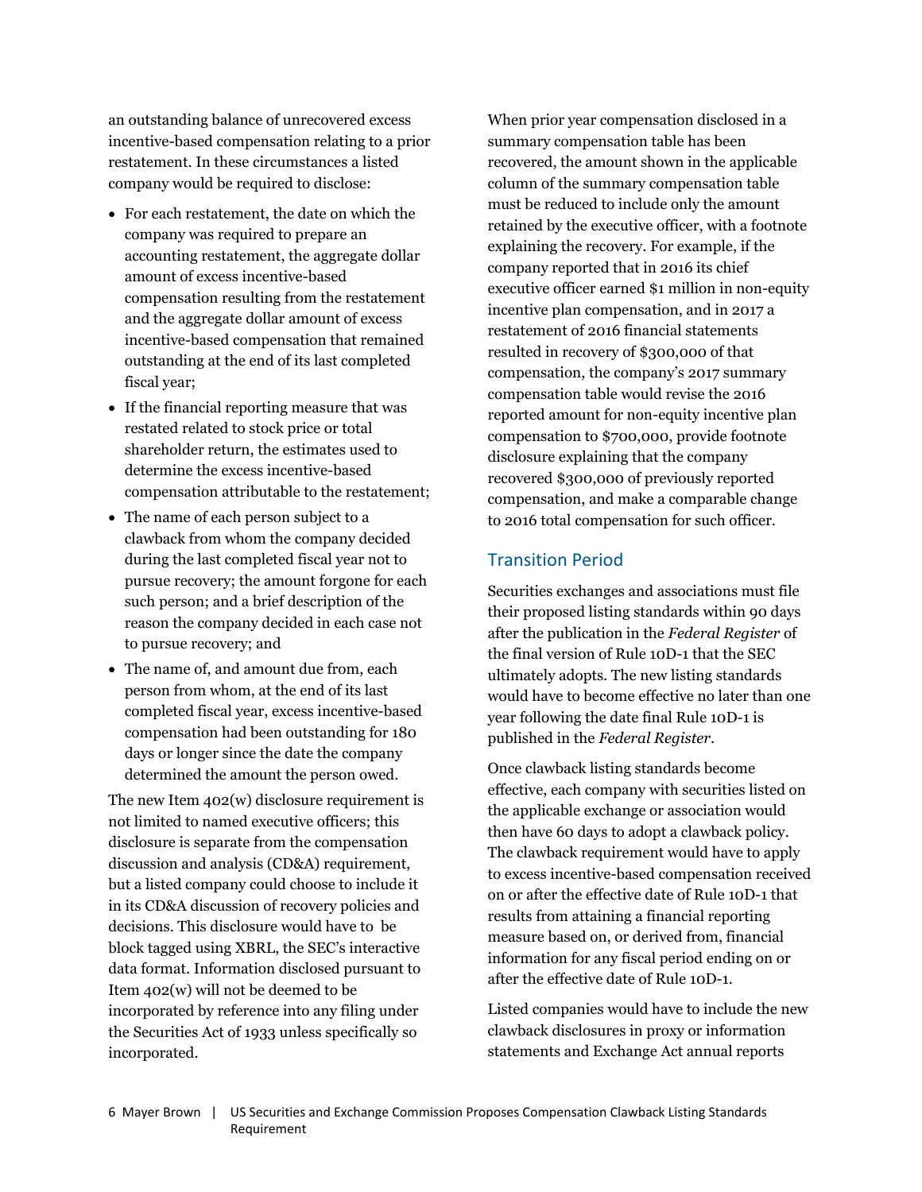an outstanding balance of unrecovered excess incentive-based compensation relating to a prior restatement. In these circumstances a listed company would be required to disclose:

- For each restatement, the date on which the company was required to prepare an accounting restatement, the aggregate dollar amount of excess incentive-based compensation resulting from the restatement and the aggregate dollar amount of excess incentive-based compensation that remained outstanding at the end of its last completed fiscal year;
- If the financial reporting measure that was restated related to stock price or total shareholder return, the estimates used to determine the excess incentive-based compensation attributable to the restatement;
- The name of each person subject to a clawback from whom the company decided during the last completed fiscal year not to pursue recovery; the amount forgone for each such person; and a brief description of the reason the company decided in each case not to pursue recovery; and
- The name of, and amount due from, each person from whom, at the end of its last completed fiscal year, excess incentive-based compensation had been outstanding for 180 days or longer since the date the company determined the amount the person owed.

The new Item 402(w) disclosure requirement is not limited to named executive officers; this disclosure is separate from the compensation discussion and analysis (CD&A) requirement, but a listed company could choose to include it in its CD&A discussion of recovery policies and decisions. This disclosure would have to be block tagged using XBRL, the SEC's interactive data format. Information disclosed pursuant to Item 402(w) will not be deemed to be incorporated by reference into any filing under the Securities Act of 1933 unless specifically so incorporated.

When prior year compensation disclosed in a summary compensation table has been recovered, the amount shown in the applicable column of the summary compensation table must be reduced to include only the amount retained by the executive officer, with a footnote explaining the recovery. For example, if the company reported that in 2016 its chief executive officer earned $1 million in non-equity incentive plan compensation, and in 2017 a restatement of 2016 financial statements resulted in recovery of $300,000 of that compensation, the company's 2017 summary compensation table would revise the 2016 reported amount for non-equity incentive plan compensation to $700,000, provide footnote disclosure explaining that the company recovered $300,000 of previously reported compensation, and make a comparable change to 2016 total compensation for such officer.

## Transition Period

Securities exchanges and associations must file their proposed listing standards within 90 days after the publication in the *Federal Register* of the final version of Rule 10D-1 that the SEC ultimately adopts. The new listing standards would have to become effective no later than one year following the date final Rule 10D-1 is published in the *Federal Register*.

Once clawback listing standards become effective, each company with securities listed on the applicable exchange or association would then have 60 days to adopt a clawback policy. The clawback requirement would have to apply to excess incentive-based compensation received on or after the effective date of Rule 10D-1 that results from attaining a financial reporting measure based on, or derived from, financial information for any fiscal period ending on or after the effective date of Rule 10D-1.

Listed companies would have to include the new clawback disclosures in proxy or information statements and Exchange Act annual reports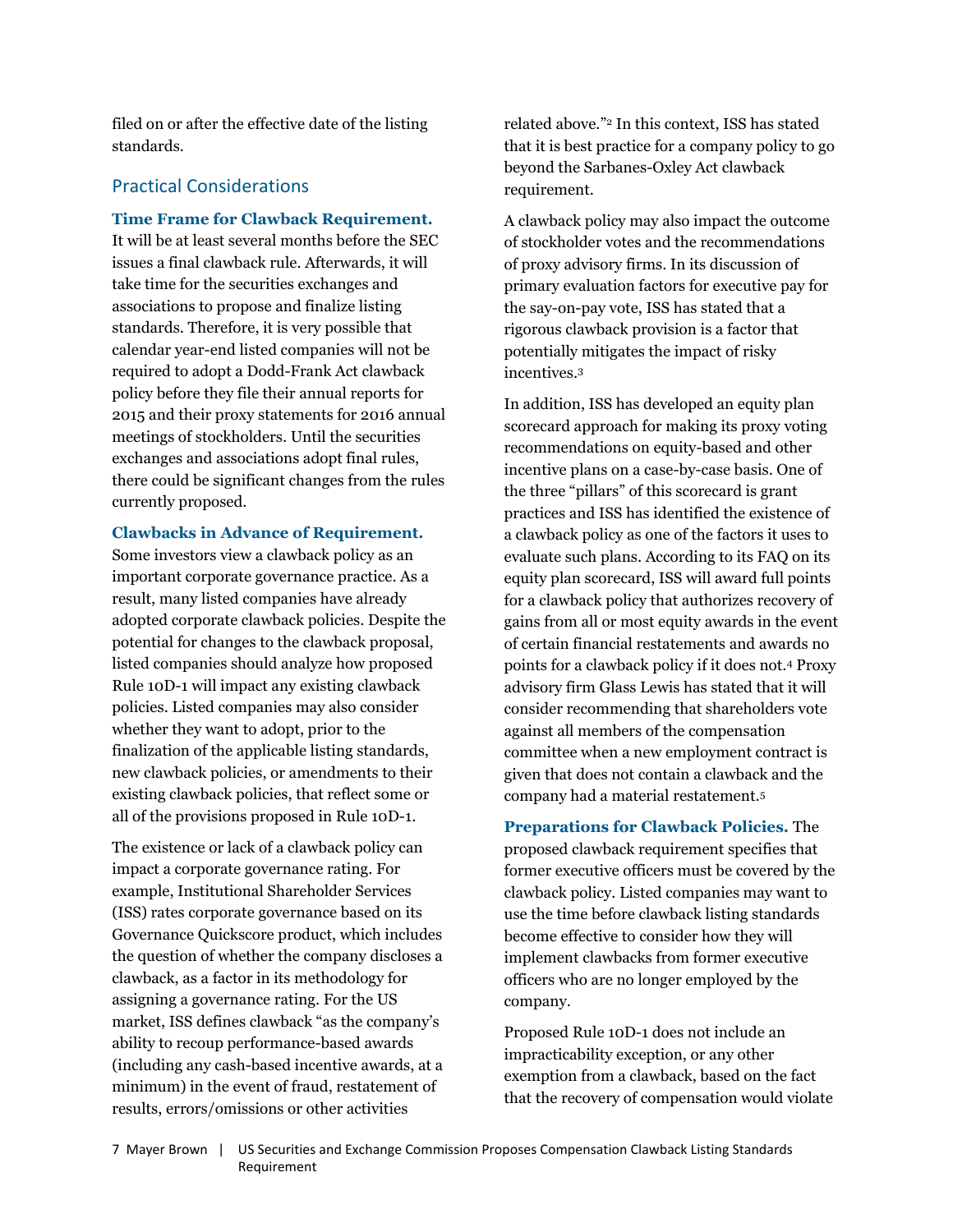filed on or after the effective date of the listing standards.

## Practical Considerations

**Time Frame for Clawback Requirement.** It will be at least several months before the SEC issues a final clawback rule. Afterwards, it will take time for the securities exchanges and associations to propose and finalize listing standards. Therefore, it is very possible that calendar year-end listed companies will not be required to adopt a Dodd-Frank Act clawback policy before they file their annual reports for 2015 and their proxy statements for 2016 annual meetings of stockholders. Until the securities exchanges and associations adopt final rules, there could be significant changes from the rules currently proposed.

**Clawbacks in Advance of Requirement.** Some investors view a clawback policy as an important corporate governance practice. As a result, many listed companies have already adopted corporate clawback policies. Despite the potential for changes to the clawback proposal, listed companies should analyze how proposed Rule 10D-1 will impact any existing clawback policies. Listed companies may also consider whether they want to adopt, prior to the finalization of the applicable listing standards, new clawback policies, or amendments to their existing clawback policies, that reflect some or all of the provisions proposed in Rule 10D-1.

The existence or lack of a clawback policy can impact a corporate governance rating. For example, Institutional Shareholder Services (ISS) rates corporate governance based on its Governance Quickscore product, which includes the question of whether the company discloses a clawback, as a factor in its methodology for assigning a governance rating. For the US market, ISS defines clawback "as the company's ability to recoup performance-based awards (including any cash-based incentive awards, at a minimum) in the event of fraud, restatement of results, errors/omissions or other activities related above."[2] In this context, ISS has stated that it is best practice for a company policy to go beyond the Sarbanes-Oxley Act clawback requirement.

A clawback policy may also impact the outcome of stockholder votes and the recommendations of proxy advisory firms. In its discussion of primary evaluation factors for executive pay for the say-on-pay vote, ISS has stated that a rigorous clawback provision is a factor that potentially mitigates the impact of risky incentives.[3]

In addition, ISS has developed an equity plan scorecard approach for making its proxy voting recommendations on equity-based and other incentive plans on a case-by-case basis. One of the three "pillars" of this scorecard is grant practices and ISS has identified the existence of a clawback policy as one of the factors it uses to evaluate such plans. According to its FAQ on its equity plan scorecard, ISS will award full points for a clawback policy that authorizes recovery of gains from all or most equity awards in the event of certain financial restatements and awards no points for a clawback policy if it does not.[4] Proxy advisory firm Glass Lewis has stated that it will consider recommending that shareholders vote against all members of the compensation committee when a new employment contract is given that does not contain a clawback and the company had a material restatement.[5]

**Preparations for Clawback Policies.** The proposed clawback requirement specifies that former executive officers must be covered by the clawback policy. Listed companies may want to use the time before clawback listing standards become effective to consider how they will implement clawbacks from former executive officers who are no longer employed by the company.

Proposed Rule 10D-1 does not include an impracticability exception, or any other exemption from a clawback, based on the fact that the recovery of compensation would violate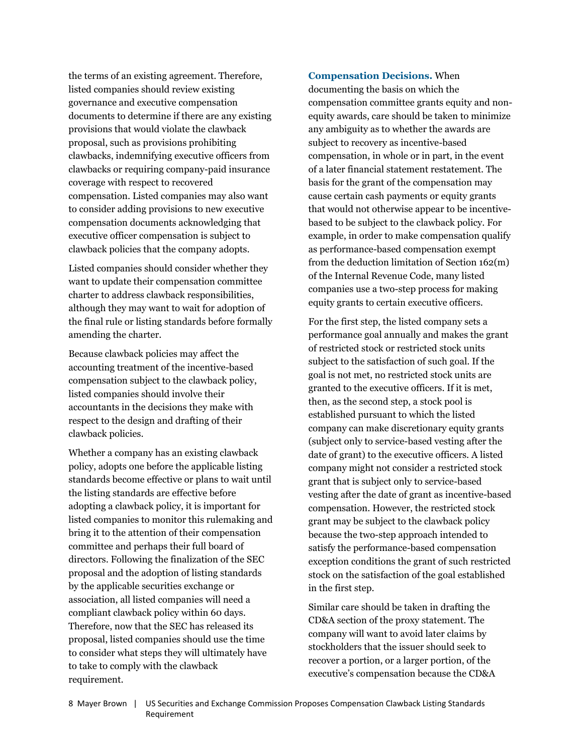the terms of an existing agreement. Therefore, listed companies should review existing governance and executive compensation documents to determine if there are any existing provisions that would violate the clawback proposal, such as provisions prohibiting clawbacks, indemnifying executive officers from clawbacks or requiring company-paid insurance coverage with respect to recovered compensation. Listed companies may also want to consider adding provisions to new executive compensation documents acknowledging that executive officer compensation is subject to clawback policies that the company adopts.

Listed companies should consider whether they want to update their compensation committee charter to address clawback responsibilities, although they may want to wait for adoption of the final rule or listing standards before formally amending the charter.

Because clawback policies may affect the accounting treatment of the incentive-based compensation subject to the clawback policy, listed companies should involve their accountants in the decisions they make with respect to the design and drafting of their clawback policies.

Whether a company has an existing clawback policy, adopts one before the applicable listing standards become effective or plans to wait until the listing standards are effective before adopting a clawback policy, it is important for listed companies to monitor this rulemaking and bring it to the attention of their compensation committee and perhaps their full board of directors. Following the finalization of the SEC proposal and the adoption of listing standards by the applicable securities exchange or association, all listed companies will need a compliant clawback policy within 60 days. Therefore, now that the SEC has released its proposal, listed companies should use the time to consider what steps they will ultimately have to take to comply with the clawback requirement.

**Compensation Decisions.** When documenting the basis on which the compensation committee grants equity and non-equity awards, care should be taken to minimize any ambiguity as to whether the awards are subject to recovery as incentive-based compensation, in whole or in part, in the event of a later financial statement restatement. The basis for the grant of the compensation may cause certain cash payments or equity grants that would not otherwise appear to be incentive-based to be subject to the clawback policy. For example, in order to make compensation qualify as performance-based compensation exempt from the deduction limitation of Section 162(m) of the Internal Revenue Code, many listed companies use a two-step process for making equity grants to certain executive officers.

For the first step, the listed company sets a performance goal annually and makes the grant of restricted stock or restricted stock units subject to the satisfaction of such goal. If the goal is not met, no restricted stock units are granted to the executive officers. If it is met, then, as the second step, a stock pool is established pursuant to which the listed company can make discretionary equity grants (subject only to service-based vesting after the date of grant) to the executive officers. A listed company might not consider a restricted stock grant that is subject only to service-based vesting after the date of grant as incentive-based compensation. However, the restricted stock grant may be subject to the clawback policy because the two-step approach intended to satisfy the performance-based compensation exception conditions the grant of such restricted stock on the satisfaction of the goal established in the first step.

Similar care should be taken in drafting the CD&A section of the proxy statement. The company will want to avoid later claims by stockholders that the issuer should seek to recover a portion, or a larger portion, of the executive's compensation because the CD&A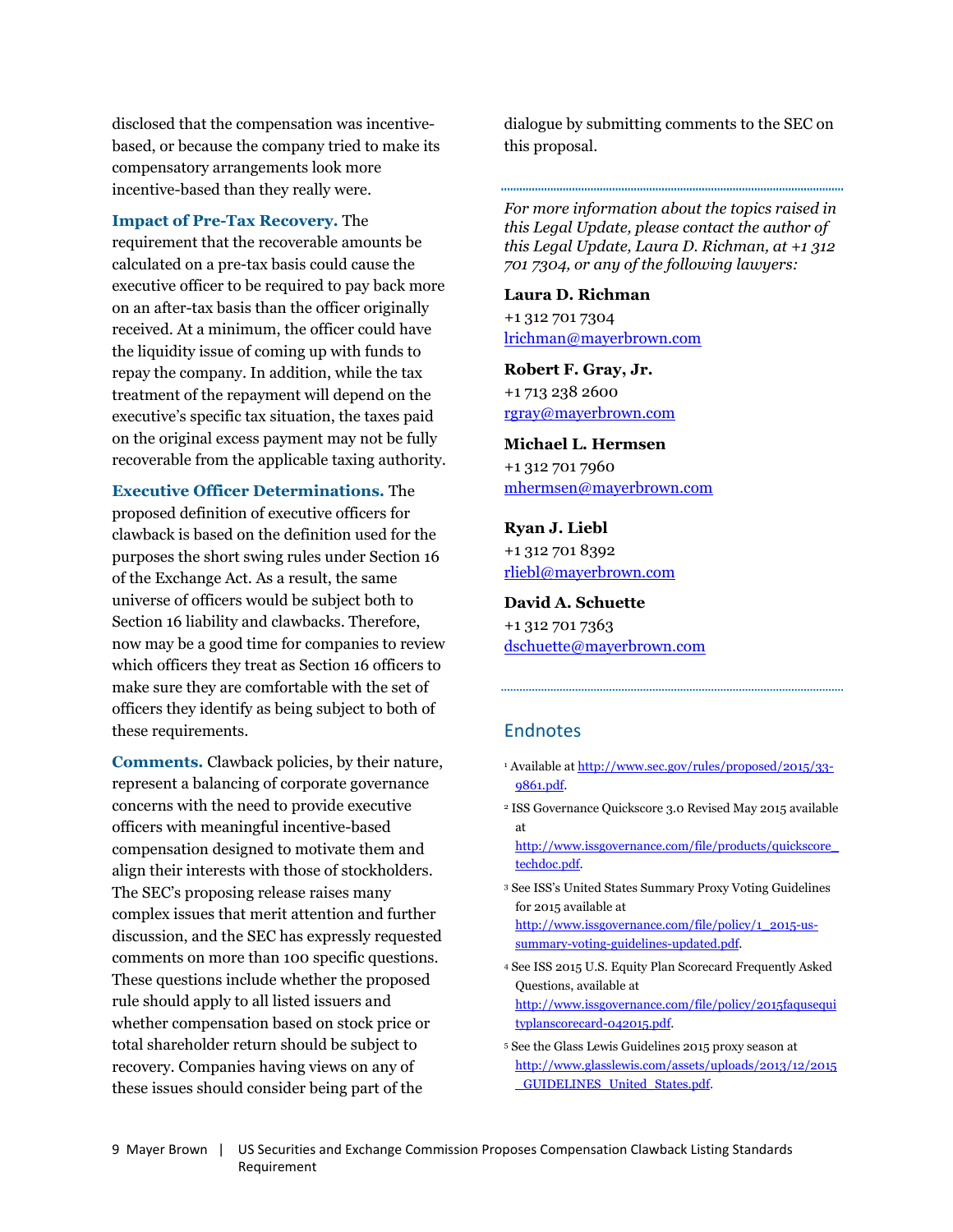disclosed that the compensation was incentive-based, or because the company tried to make its compensatory arrangements look more incentive-based than they really were.

**Impact of Pre-Tax Recovery.** The requirement that the recoverable amounts be calculated on a pre-tax basis could cause the executive officer to be required to pay back more on an after-tax basis than the officer originally received. At a minimum, the officer could have the liquidity issue of coming up with funds to repay the company. In addition, while the tax treatment of the repayment will depend on the executive's specific tax situation, the taxes paid on the original excess payment may not be fully recoverable from the applicable taxing authority.

**Executive Officer Determinations.** The proposed definition of executive officers for clawback is based on the definition used for the purposes the short swing rules under Section 16 of the Exchange Act. As a result, the same universe of officers would be subject both to Section 16 liability and clawbacks. Therefore, now may be a good time for companies to review which officers they treat as Section 16 officers to make sure they are comfortable with the set of officers they identify as being subject to both of these requirements.

**Comments.** Clawback policies, by their nature, represent a balancing of corporate governance concerns with the need to provide executive officers with meaningful incentive-based compensation designed to motivate them and align their interests with those of stockholders. The SEC's proposing release raises many complex issues that merit attention and further discussion, and the SEC has expressly requested comments on more than 100 specific questions. These questions include whether the proposed rule should apply to all listed issuers and whether compensation based on stock price or total shareholder return should be subject to recovery. Companies having views on any of these issues should consider being part of the dialogue by submitting comments to the SEC on this proposal.

---

*For more information about the topics raised in this Legal Update, please contact the author of this Legal Update, Laura D. Richman, at +1 312 701 7304, or any of the following lawyers:*

**Laura D. Richman**
+1 312 701 7304
lrichman@mayerbrown.com

**Robert F. Gray, Jr.**
+1 713 238 2600
rgray@mayerbrown.com

**Michael L. Hermsen**
+1 312 701 7960
mhermsen@mayerbrown.com

**Ryan J. Liebl**
+1 312 701 8392
rliebl@mayerbrown.com

**David A. Schuette**
+1 312 701 7363
dschuette@mayerbrown.com

---

## Endnotes

[1] Available at http://www.sec.gov/rules/proposed/2015/33-9861.pdf.

[2] ISS Governance Quickscore 3.0 Revised May 2015 available at http://www.issgovernance.com/file/products/quickscore_techdoc.pdf.

[3] See ISS's United States Summary Proxy Voting Guidelines for 2015 available at http://www.issgovernance.com/file/policy/1_2015-us-summary-voting-guidelines-updated.pdf.

[4] See ISS 2015 U.S. Equity Plan Scorecard Frequently Asked Questions, available at http://www.issgovernance.com/file/policy/2015faqusequityplanscorecard-042015.pdf.

[5] See the Glass Lewis Guidelines 2015 proxy season at http://www.glasslewis.com/assets/uploads/2013/12/2015_GUIDELINES_United_States.pdf.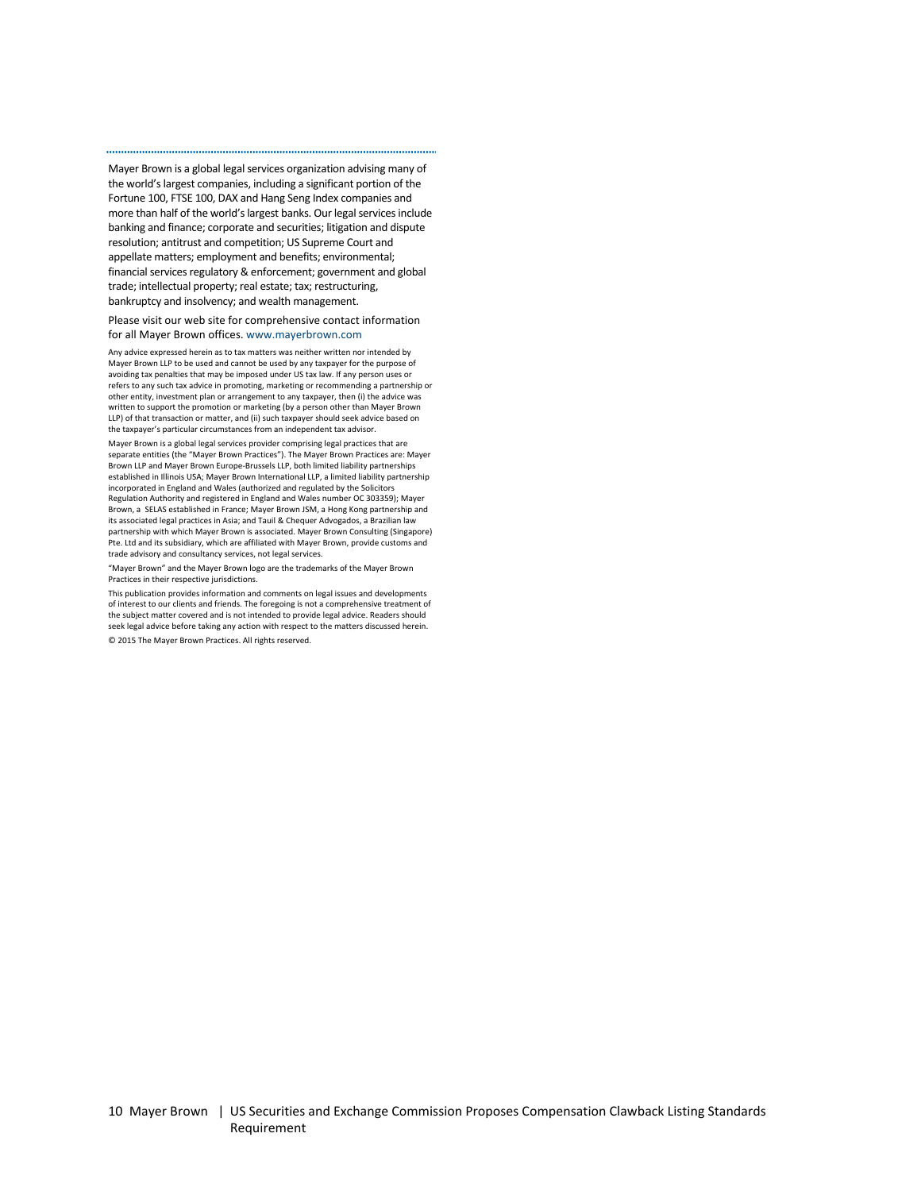Mayer Brown is a global legal services organization advising many of the world's largest companies, including a significant portion of the Fortune 100, FTSE 100, DAX and Hang Seng Index companies and more than half of the world's largest banks. Our legal services include banking and finance; corporate and securities; litigation and dispute resolution; antitrust and competition; US Supreme Court and appellate matters; employment and benefits; environmental; financial services regulatory & enforcement; government and global trade; intellectual property; real estate; tax; restructuring, bankruptcy and insolvency; and wealth management.

Please visit our web site for comprehensive contact information for all Mayer Brown offices. www.mayerbrown.com

Any advice expressed herein as to tax matters was neither written nor intended by Mayer Brown LLP to be used and cannot be used by any taxpayer for the purpose of avoiding tax penalties that may be imposed under US tax law. If any person uses or refers to any such tax advice in promoting, marketing or recommending a partnership or other entity, investment plan or arrangement to any taxpayer, then (i) the advice was written to support the promotion or marketing (by a person other than Mayer Brown LLP) of that transaction or matter, and (ii) such taxpayer should seek advice based on the taxpayer's particular circumstances from an independent tax advisor.

Mayer Brown is a global legal services provider comprising legal practices that are separate entities (the "Mayer Brown Practices"). The Mayer Brown Practices are: Mayer Brown LLP and Mayer Brown Europe-Brussels LLP, both limited liability partnerships established in Illinois USA; Mayer Brown International LLP, a limited liability partnership incorporated in England and Wales (authorized and regulated by the Solicitors Regulation Authority and registered in England and Wales number OC 303359); Mayer Brown, a SELAS established in France; Mayer Brown JSM, a Hong Kong partnership and its associated legal practices in Asia; and Tauil & Chequer Advogados, a Brazilian law partnership with which Mayer Brown is associated. Mayer Brown Consulting (Singapore) Pte. Ltd and its subsidiary, which are affiliated with Mayer Brown, provide customs and trade advisory and consultancy services, not legal services.

"Mayer Brown" and the Mayer Brown logo are the trademarks of the Mayer Brown Practices in their respective jurisdictions.

This publication provides information and comments on legal issues and developments of interest to our clients and friends. The foregoing is not a comprehensive treatment of the subject matter covered and is not intended to provide legal advice. Readers should seek legal advice before taking any action with respect to the matters discussed herein.

© 2015 The Mayer Brown Practices. All rights reserved.